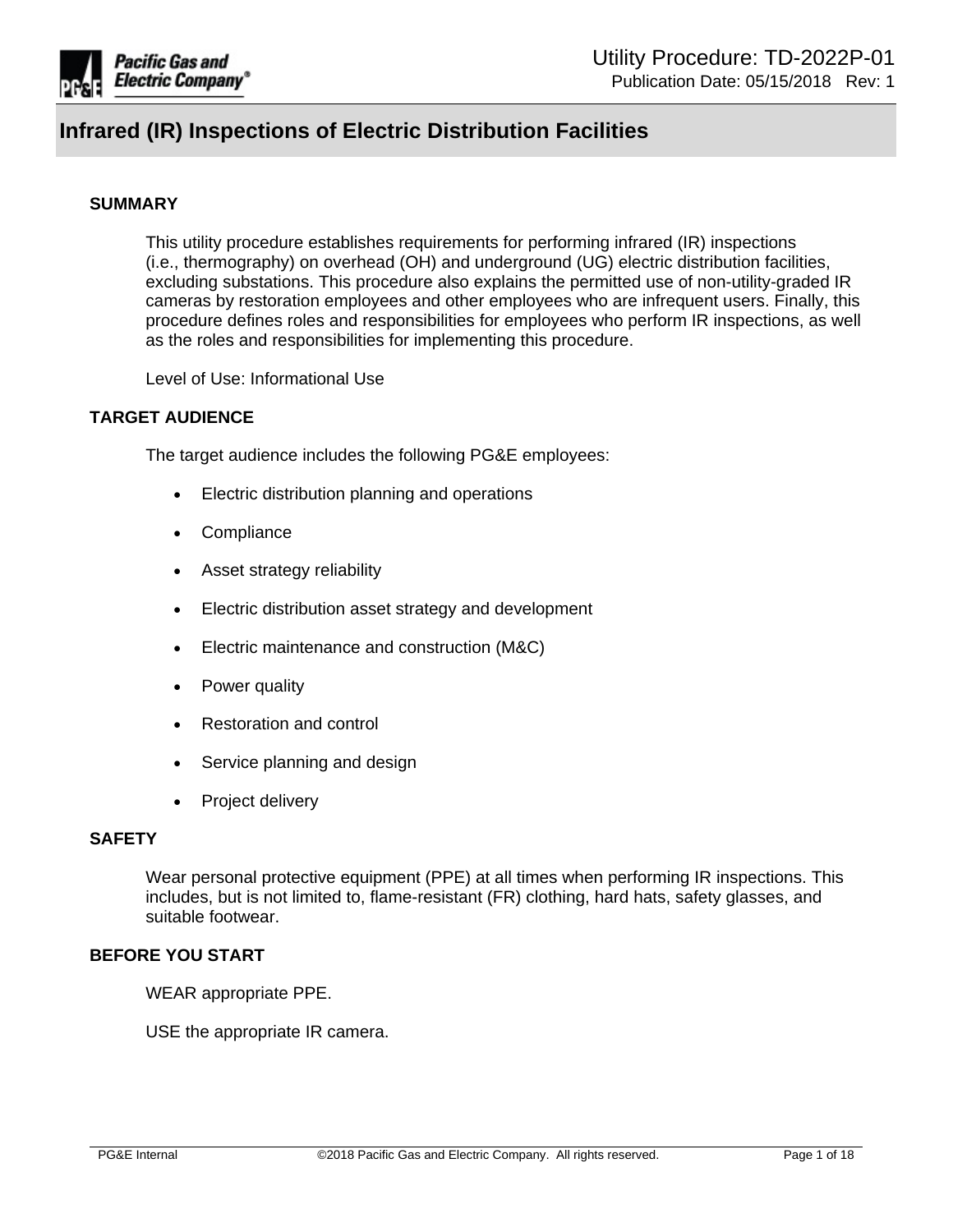# Infrared (IR) Inspections of Electric Distribution Facilities

## SUMMARY

This utility procedure establishes requirements for performing infrared (IR) inspections (i.e., thermography) on overhead (OH) and underground (UG) electric distribution facilities, excluding substations. This procedure also explains the permitted use of non-utility-graded IR cameras by restoration employees and other employees who are infrequent users. Finally, this procedure defines roles and responsibilities for employees who perform IR inspections, as well as the roles and responsibilities for implementing this procedure.

Level of Use: Informational Use

## TARGET AUDIENCE

The target audience includes the following PG&E employees:

- Electric distribution planning and operations
- Compliance
- Asset strategy reliability
- Electric distribution asset strategy and development
- Electric maintenance and construction (M&C)
- Power quality
- Restoration and control
- Service planning and design
- Project delivery

## SAFETY

Wear personal protective equipment (PPE) at all times when performing IR inspections. This includes, but is not limited to, flame-resistant (FR) clothing, hard hats, safety glasses, and suitable footwear.

## BEFORE YOU START

WEAR appropriate PPE.

USE the appropriate IR camera.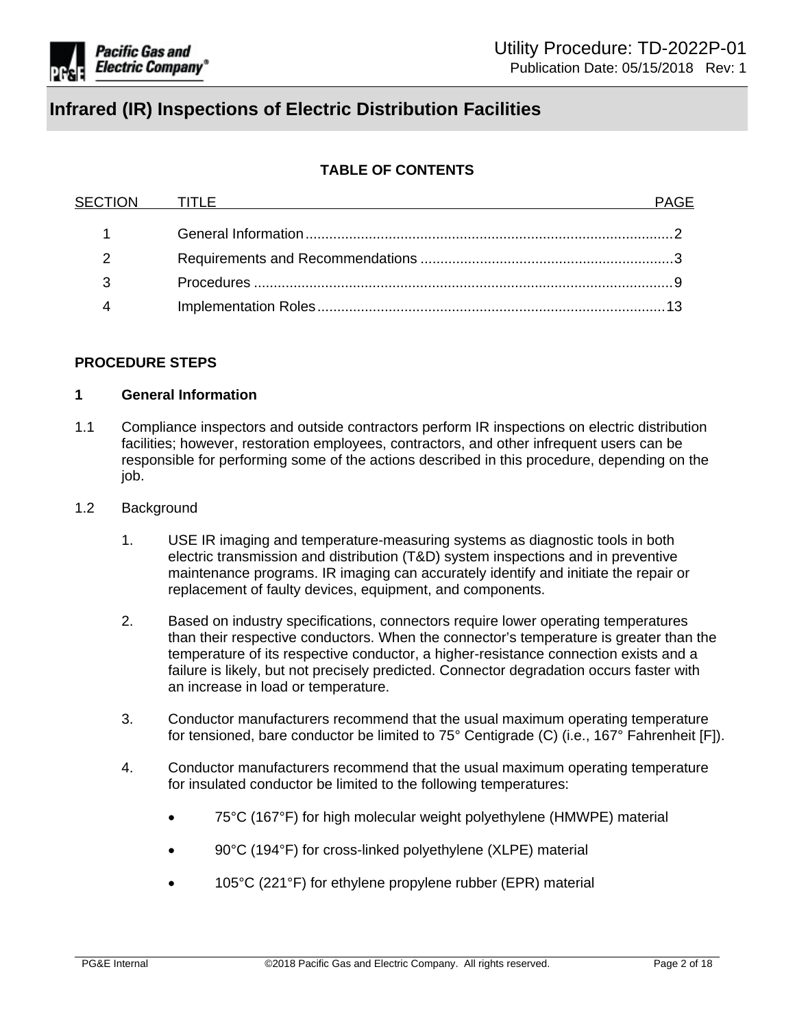# Infrared (IR) Inspections of Electric Distribution Facilities

**TABLE OF CONTENTS**

| SECTION | TITLE | PAGE |
|---|---|---|
| 1 | General Information | 2 |
| 2 | Requirements and Recommendations | 3 |
| 3 | Procedures | 9 |
| 4 | Implementation Roles | 13 |

**PROCEDURE STEPS**

## 1 General Information

1.1 Compliance inspectors and outside contractors perform IR inspections on electric distribution facilities; however, restoration employees, contractors, and other infrequent users can be responsible for performing some of the actions described in this procedure, depending on the job.

1.2 Background

1. USE IR imaging and temperature-measuring systems as diagnostic tools in both electric transmission and distribution (T&D) system inspections and in preventive maintenance programs. IR imaging can accurately identify and initiate the repair or replacement of faulty devices, equipment, and components.

2. Based on industry specifications, connectors require lower operating temperatures than their respective conductors. When the connector's temperature is greater than the temperature of its respective conductor, a higher-resistance connection exists and a failure is likely, but not precisely predicted. Connector degradation occurs faster with an increase in load or temperature.

3. Conductor manufacturers recommend that the usual maximum operating temperature for tensioned, bare conductor be limited to 75° Centigrade (C) (i.e., 167° Fahrenheit [F]).

4. Conductor manufacturers recommend that the usual maximum operating temperature for insulated conductor be limited to the following temperatures:

   - 75°C (167°F) for high molecular weight polyethylene (HMWPE) material
   - 90°C (194°F) for cross-linked polyethylene (XLPE) material
   - 105°C (221°F) for ethylene propylene rubber (EPR) material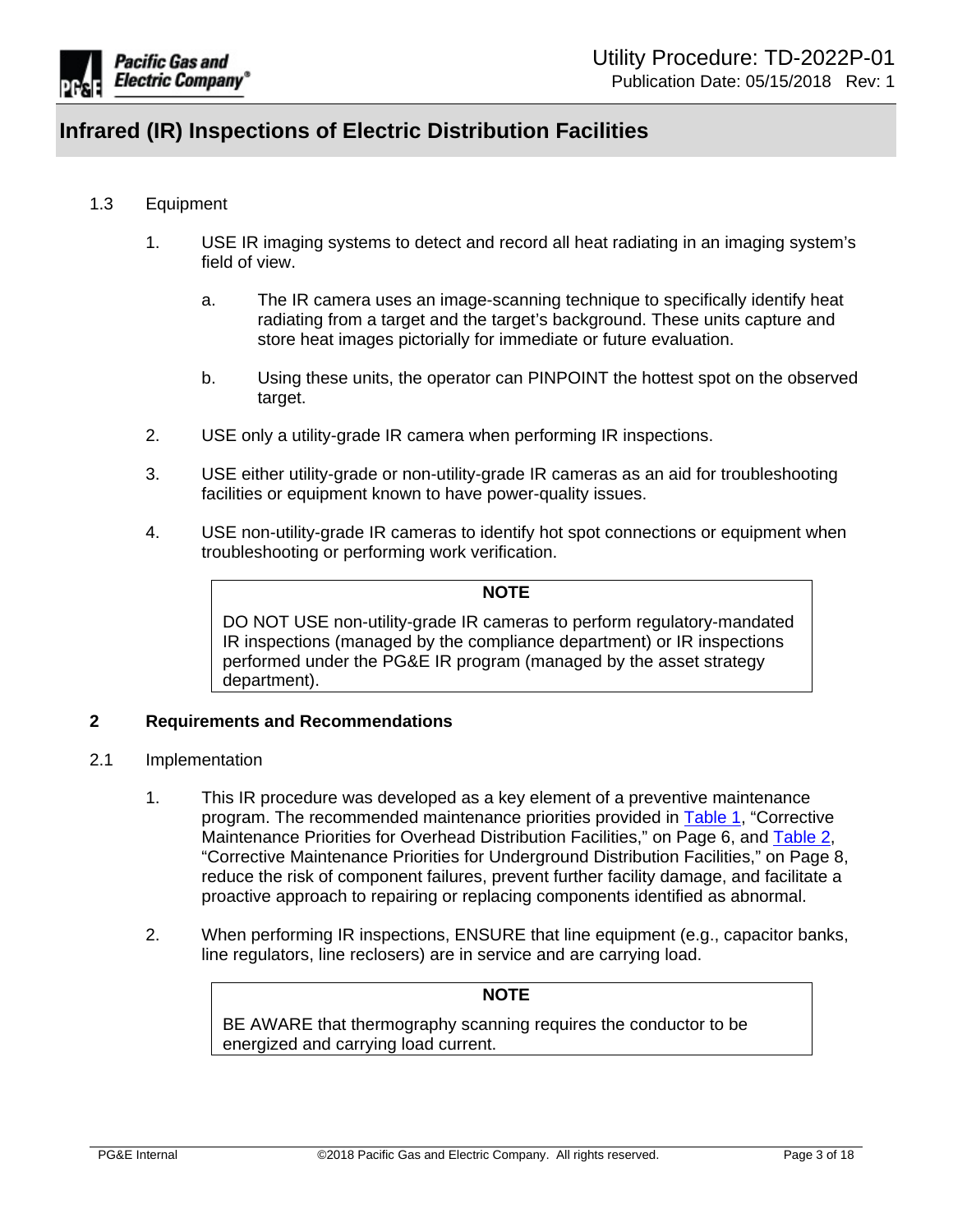### 1.3 Equipment

1. USE IR imaging systems to detect and record all heat radiating in an imaging system's field of view.

   a. The IR camera uses an image-scanning technique to specifically identify heat radiating from a target and the target's background. These units capture and store heat images pictorially for immediate or future evaluation.

   b. Using these units, the operator can PINPOINT the hottest spot on the observed target.

2. USE only a utility-grade IR camera when performing IR inspections.

3. USE either utility-grade or non-utility-grade IR cameras as an aid for troubleshooting facilities or equipment known to have power-quality issues.

4. USE non-utility-grade IR cameras to identify hot spot connections or equipment when troubleshooting or performing work verification.

> **NOTE**
>
> DO NOT USE non-utility-grade IR cameras to perform regulatory-mandated IR inspections (managed by the compliance department) or IR inspections performed under the PG&E IR program (managed by the asset strategy department).

## 2 Requirements and Recommendations

### 2.1 Implementation

1. This IR procedure was developed as a key element of a preventive maintenance program. The recommended maintenance priorities provided in Table 1, "Corrective Maintenance Priorities for Overhead Distribution Facilities," on Page 6, and Table 2, "Corrective Maintenance Priorities for Underground Distribution Facilities," on Page 8, reduce the risk of component failures, prevent further facility damage, and facilitate a proactive approach to repairing or replacing components identified as abnormal.

2. When performing IR inspections, ENSURE that line equipment (e.g., capacitor banks, line regulators, line reclosers) are in service and are carrying load.

> **NOTE**
>
> BE AWARE that thermography scanning requires the conductor to be energized and carrying load current.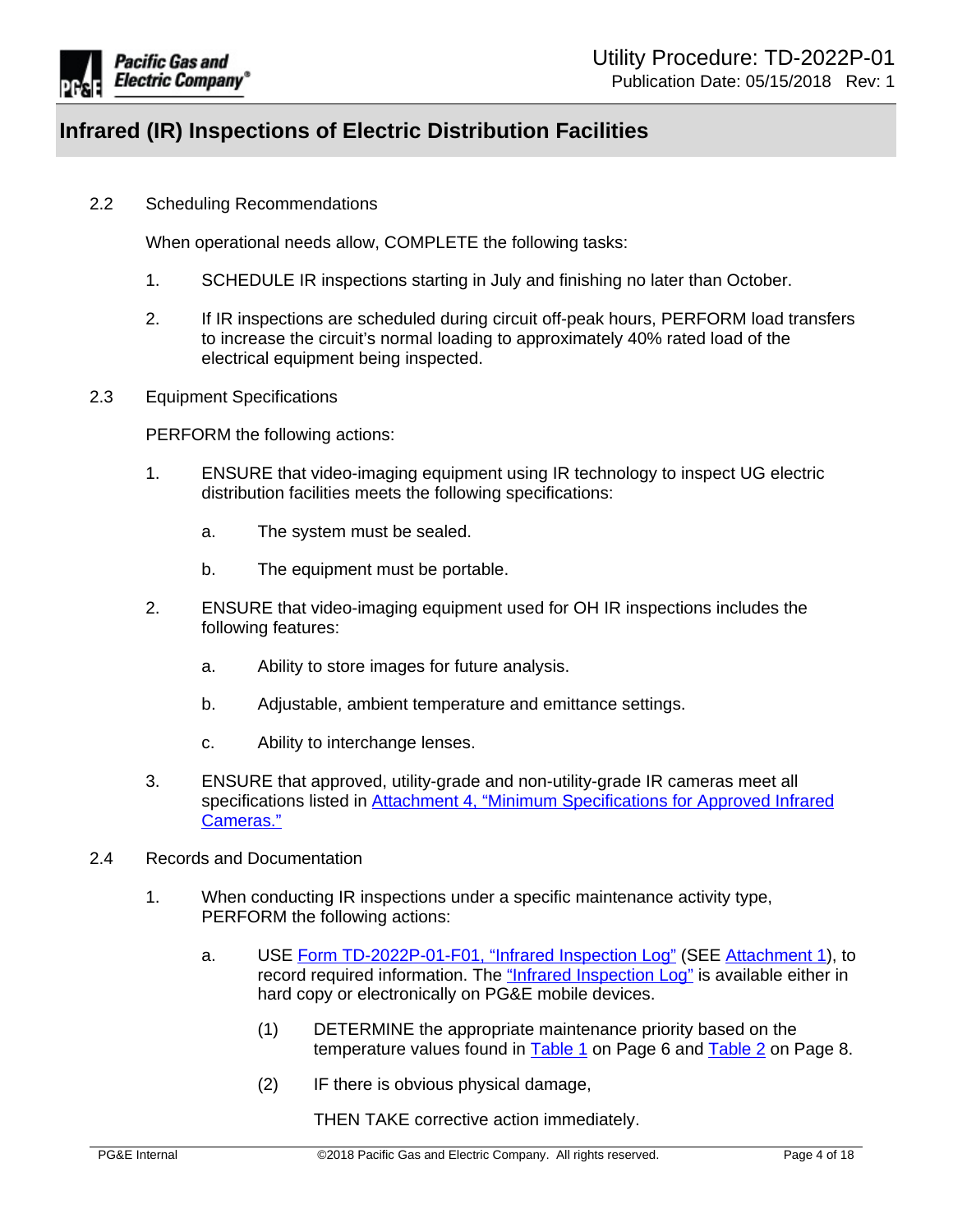### 2.2 Scheduling Recommendations

When operational needs allow, COMPLETE the following tasks:

1. SCHEDULE IR inspections starting in July and finishing no later than October.

2. If IR inspections are scheduled during circuit off-peak hours, PERFORM load transfers to increase the circuit's normal loading to approximately 40% rated load of the electrical equipment being inspected.

### 2.3 Equipment Specifications

PERFORM the following actions:

1. ENSURE that video-imaging equipment using IR technology to inspect UG electric distribution facilities meets the following specifications:

   a. The system must be sealed.

   b. The equipment must be portable.

2. ENSURE that video-imaging equipment used for OH IR inspections includes the following features:

   a. Ability to store images for future analysis.

   b. Adjustable, ambient temperature and emittance settings.

   c. Ability to interchange lenses.

3. ENSURE that approved, utility-grade and non-utility-grade IR cameras meet all specifications listed in Attachment 4, "Minimum Specifications for Approved Infrared Cameras."

### 2.4 Records and Documentation

1. When conducting IR inspections under a specific maintenance activity type, PERFORM the following actions:

   a. USE Form TD-2022P-01-F01, "Infrared Inspection Log" (SEE Attachment 1), to record required information. The "Infrared Inspection Log" is available either in hard copy or electronically on PG&E mobile devices.

      (1) DETERMINE the appropriate maintenance priority based on the temperature values found in Table 1 on Page 6 and Table 2 on Page 8.

      (2) IF there is obvious physical damage,

      THEN TAKE corrective action immediately.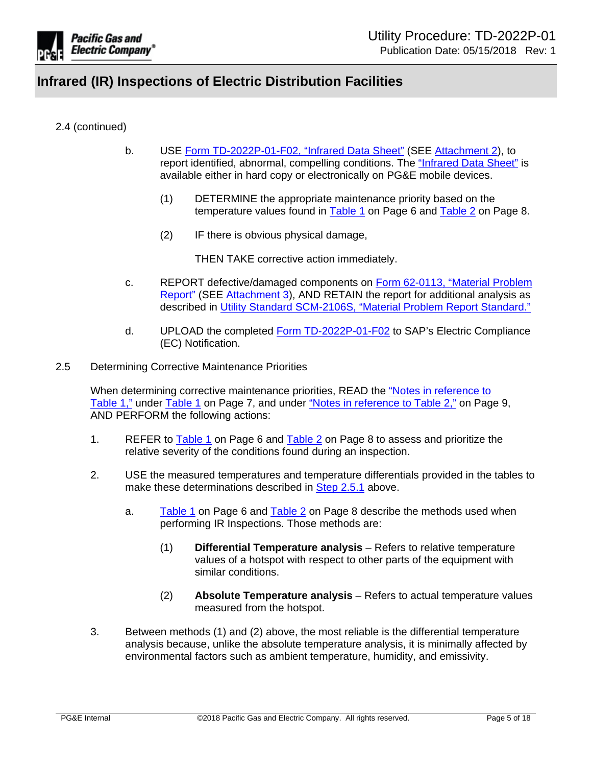2.4 (continued)

b. USE Form TD-2022P-01-F02, "Infrared Data Sheet" (SEE Attachment 2), to report identified, abnormal, compelling conditions. The "Infrared Data Sheet" is available either in hard copy or electronically on PG&E mobile devices.

   (1) DETERMINE the appropriate maintenance priority based on the temperature values found in Table 1 on Page 6 and Table 2 on Page 8.

   (2) IF there is obvious physical damage,

   THEN TAKE corrective action immediately.

c. REPORT defective/damaged components on Form 62-0113, "Material Problem Report" (SEE Attachment 3), AND RETAIN the report for additional analysis as described in Utility Standard SCM-2106S, "Material Problem Report Standard."

d. UPLOAD the completed Form TD-2022P-01-F02 to SAP's Electric Compliance (EC) Notification.

2.5 Determining Corrective Maintenance Priorities

When determining corrective maintenance priorities, READ the "Notes in reference to Table 1," under Table 1 on Page 7, and under "Notes in reference to Table 2," on Page 9, AND PERFORM the following actions:

1. REFER to Table 1 on Page 6 and Table 2 on Page 8 to assess and prioritize the relative severity of the conditions found during an inspection.

2. USE the measured temperatures and temperature differentials provided in the tables to make these determinations described in Step 2.5.1 above.

   a. Table 1 on Page 6 and Table 2 on Page 8 describe the methods used when performing IR Inspections. Those methods are:

      (1) **Differential Temperature analysis** – Refers to relative temperature values of a hotspot with respect to other parts of the equipment with similar conditions.

      (2) **Absolute Temperature analysis** – Refers to actual temperature values measured from the hotspot.

3. Between methods (1) and (2) above, the most reliable is the differential temperature analysis because, unlike the absolute temperature analysis, it is minimally affected by environmental factors such as ambient temperature, humidity, and emissivity.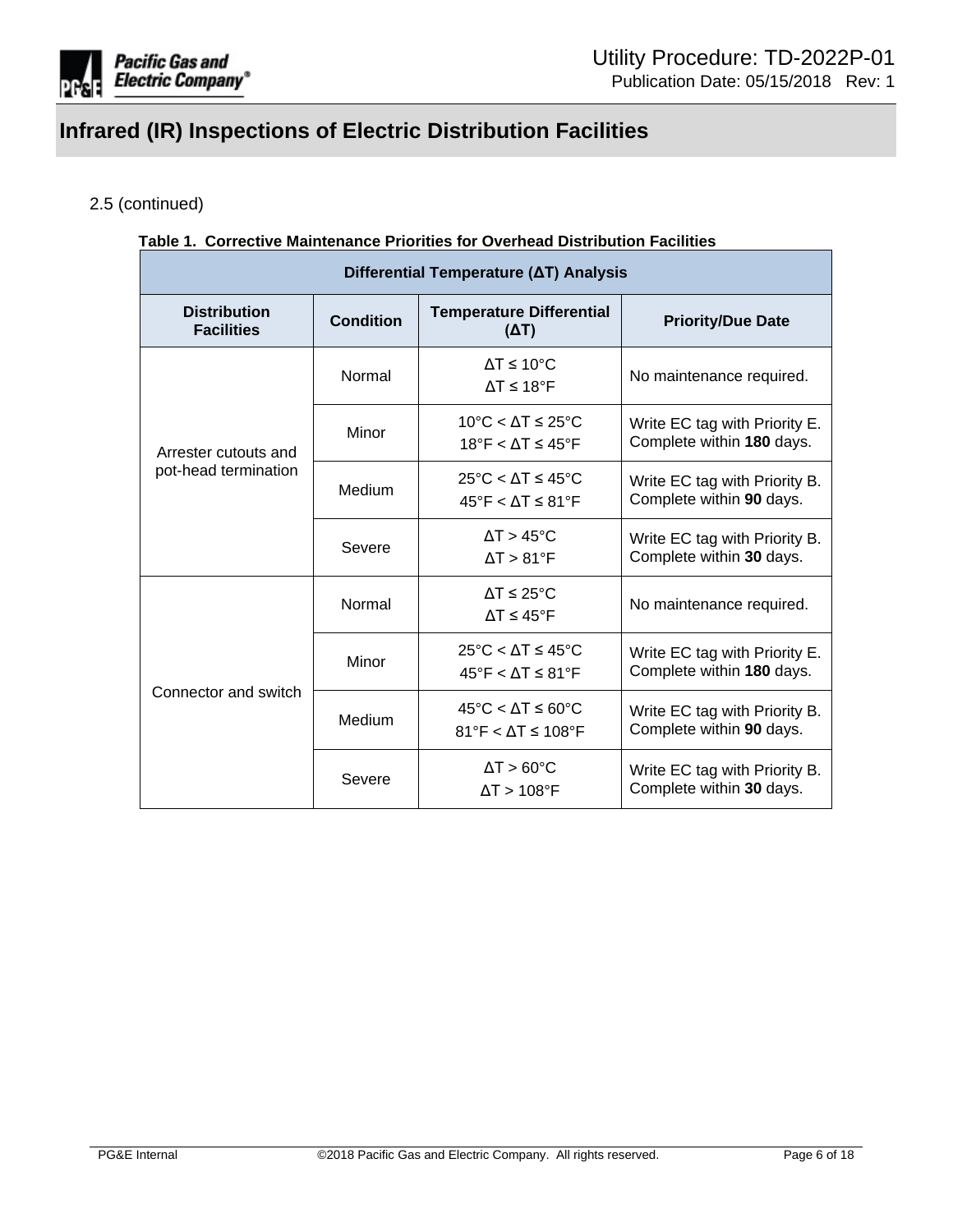2.5 (continued)

**Table 1. Corrective Maintenance Priorities for Overhead Distribution Facilities**

| Differential Temperature (ΔT) Analysis | | | |
|---|---|---|---|
| **Distribution Facilities** | **Condition** | **Temperature Differential (ΔT)** | **Priority/Due Date** |
| Arrester cutouts and pot-head termination | Normal | ΔT ≤ 10°C<br>ΔT ≤ 18°F | No maintenance required. |
| | Minor | 10°C < ΔT ≤ 25°C<br>18°F < ΔT ≤ 45°F | Write EC tag with Priority E. Complete within **180** days. |
| | Medium | 25°C < ΔT ≤ 45°C<br>45°F < ΔT ≤ 81°F | Write EC tag with Priority B. Complete within **90** days. |
| | Severe | ΔT > 45°C<br>ΔT > 81°F | Write EC tag with Priority B. Complete within **30** days. |
| Connector and switch | Normal | ΔT ≤ 25°C<br>ΔT ≤ 45°F | No maintenance required. |
| | Minor | 25°C < ΔT ≤ 45°C<br>45°F < ΔT ≤ 81°F | Write EC tag with Priority E. Complete within **180** days. |
| | Medium | 45°C < ΔT ≤ 60°C<br>81°F < ΔT ≤ 108°F | Write EC tag with Priority B. Complete within **90** days. |
| | Severe | ΔT > 60°C<br>ΔT > 108°F | Write EC tag with Priority B. Complete within **30** days. |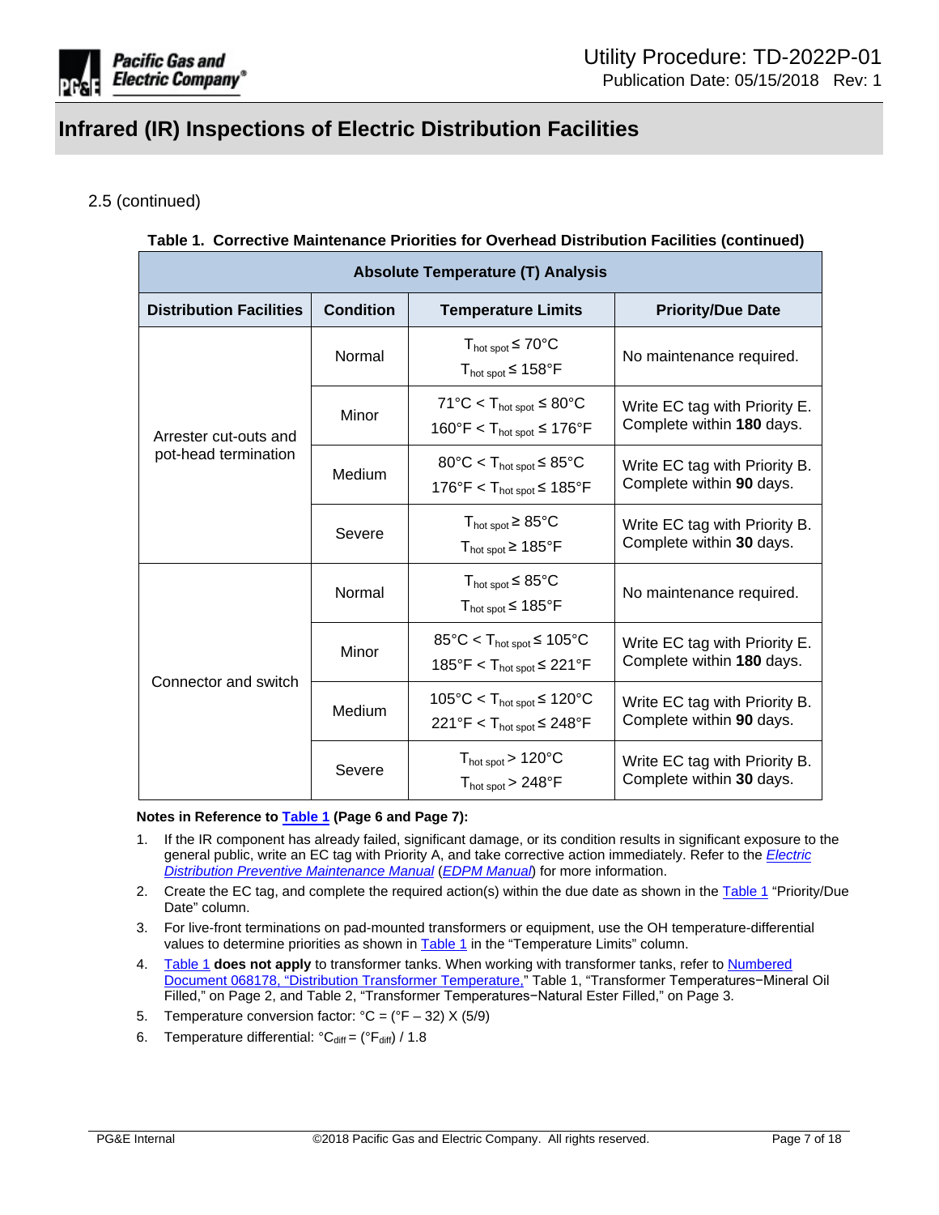# Infrared (IR) Inspections of Electric Distribution Facilities

2.5 (continued)

**Table 1. Corrective Maintenance Priorities for Overhead Distribution Facilities (continued)**

| Absolute Temperature (T) Analysis | | | |
|---|---|---|---|
| **Distribution Facilities** | **Condition** | **Temperature Limits** | **Priority/Due Date** |
| Arrester cut-outs and pot-head termination | Normal | $T_{hot\ spot} \leq 70°C$<br>$T_{hot\ spot} \leq 158°F$ | No maintenance required. |
| | Minor | $71°C < T_{hot\ spot} \leq 80°C$<br>$160°F < T_{hot\ spot} \leq 176°F$ | Write EC tag with Priority E. Complete within **180** days. |
| | Medium | $80°C < T_{hot\ spot} \leq 85°C$<br>$176°F < T_{hot\ spot} \leq 185°F$ | Write EC tag with Priority B. Complete within **90** days. |
| | Severe | $T_{hot\ spot} \geq 85°C$<br>$T_{hot\ spot} \geq 185°F$ | Write EC tag with Priority B. Complete within **30** days. |
| Connector and switch | Normal | $T_{hot\ spot} \leq 85°C$<br>$T_{hot\ spot} \leq 185°F$ | No maintenance required. |
| | Minor | $85°C < T_{hot\ spot} \leq 105°C$<br>$185°F < T_{hot\ spot} \leq 221°F$ | Write EC tag with Priority E. Complete within **180** days. |
| | Medium | $105°C < T_{hot\ spot} \leq 120°C$<br>$221°F < T_{hot\ spot} \leq 248°F$ | Write EC tag with Priority B. Complete within **90** days. |
| | Severe | $T_{hot\ spot} > 120°C$<br>$T_{hot\ spot} > 248°F$ | Write EC tag with Priority B. Complete within **30** days. |

**Notes in Reference to Table 1 (Page 6 and Page 7):**

1. If the IR component has already failed, significant damage, or its condition results in significant exposure to the general public, write an EC tag with Priority A, and take corrective action immediately. Refer to the *Electric Distribution Preventive Maintenance Manual* (*EDPM Manual*) for more information.
2. Create the EC tag, and complete the required action(s) within the due date as shown in the Table 1 "Priority/Due Date" column.
3. For live-front terminations on pad-mounted transformers or equipment, use the OH temperature-differential values to determine priorities as shown in Table 1 in the "Temperature Limits" column.
4. Table 1 **does not apply** to transformer tanks. When working with transformer tanks, refer to Numbered Document 068178, "Distribution Transformer Temperature," Table 1, "Transformer Temperatures−Mineral Oil Filled," on Page 2, and Table 2, "Transformer Temperatures−Natural Ester Filled," on Page 3.
5. Temperature conversion factor: $°C = (°F - 32) \times (5/9)$
6. Temperature differential: $°C_{diff} = (°F_{diff}) / 1.8$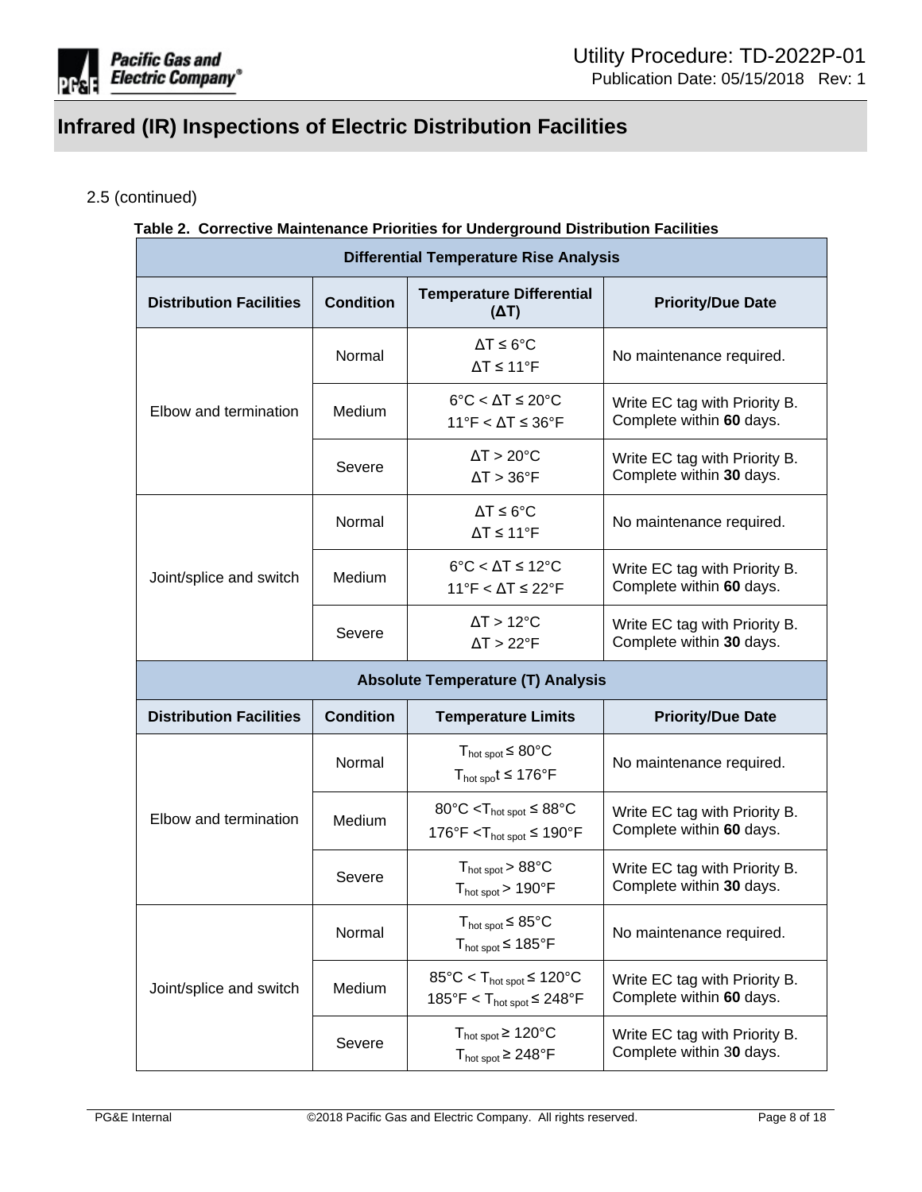2.5 (continued)

**Table 2. Corrective Maintenance Priorities for Underground Distribution Facilities**

| Differential Temperature Rise Analysis | | | |
|---|---|---|---|
| **Distribution Facilities** | **Condition** | **Temperature Differential (ΔT)** | **Priority/Due Date** |
| Elbow and termination | Normal | ΔT ≤ 6°C<br>ΔT ≤ 11°F | No maintenance required. |
| | Medium | 6°C < ΔT ≤ 20°C<br>11°F < ΔT ≤ 36°F | Write EC tag with Priority B. Complete within **60** days. |
| | Severe | ΔT > 20°C<br>ΔT > 36°F | Write EC tag with Priority B. Complete within **30** days. |
| Joint/splice and switch | Normal | ΔT ≤ 6°C<br>ΔT ≤ 11°F | No maintenance required. |
| | Medium | 6°C < ΔT ≤ 12°C<br>11°F < ΔT ≤ 22°F | Write EC tag with Priority B. Complete within **60** days. |
| | Severe | ΔT > 12°C<br>ΔT > 22°F | Write EC tag with Priority B. Complete within **30** days. |
| **Absolute Temperature (T) Analysis** | | | |
| **Distribution Facilities** | **Condition** | **Temperature Limits** | **Priority/Due Date** |
| Elbow and termination | Normal | $T_{hot\ spot}$ ≤ 80°C<br>$T_{hot\ spo}$t ≤ 176°F | No maintenance required. |
| | Medium | 80°C < $T_{hot\ spot}$ ≤ 88°C<br>176°F < $T_{hot\ spot}$ ≤ 190°F | Write EC tag with Priority B. Complete within **60** days. |
| | Severe | $T_{hot\ spot}$ > 88°C<br>$T_{hot\ spot}$ > 190°F | Write EC tag with Priority B. Complete within **30** days. |
| Joint/splice and switch | Normal | $T_{hot\ spot}$ ≤ 85°C<br>$T_{hot\ spot}$ ≤ 185°F | No maintenance required. |
| | Medium | 85°C < $T_{hot\ spot}$ ≤ 120°C<br>185°F < $T_{hot\ spot}$ ≤ 248°F | Write EC tag with Priority B. Complete within **60** days. |
| | Severe | $T_{hot\ spot}$ ≥ 120°C<br>$T_{hot\ spot}$ ≥ 248°F | Write EC tag with Priority B. Complete within 3**0** days. |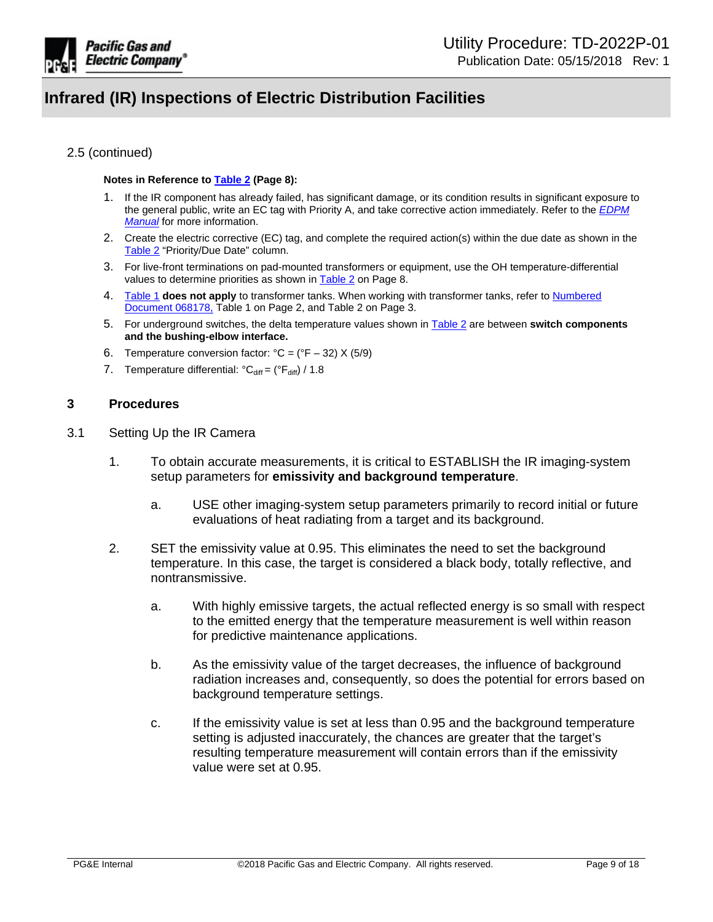2.5 (continued)

**Notes in Reference to Table 2 (Page 8):**

1. If the IR component has already failed, has significant damage, or its condition results in significant exposure to the general public, write an EC tag with Priority A, and take corrective action immediately. Refer to the *EDPM Manual* for more information.
2. Create the electric corrective (EC) tag, and complete the required action(s) within the due date as shown in the Table 2 "Priority/Due Date" column.
3. For live-front terminations on pad-mounted transformers or equipment, use the OH temperature-differential values to determine priorities as shown in Table 2 on Page 8.
4. Table 1 **does not apply** to transformer tanks. When working with transformer tanks, refer to Numbered Document 068178, Table 1 on Page 2, and Table 2 on Page 3.
5. For underground switches, the delta temperature values shown in Table 2 are between **switch components and the bushing-elbow interface.**
6. Temperature conversion factor: °C = (°F – 32) X (5/9)
7. Temperature differential: $°C_{diff} = (°F_{diff}) / 1.8$

## 3 Procedures

### 3.1 Setting Up the IR Camera

1. To obtain accurate measurements, it is critical to ESTABLISH the IR imaging-system setup parameters for **emissivity and background temperature**.

   a. USE other imaging-system setup parameters primarily to record initial or future evaluations of heat radiating from a target and its background.

2. SET the emissivity value at 0.95. This eliminates the need to set the background temperature. In this case, the target is considered a black body, totally reflective, and nontransmissive.

   a. With highly emissive targets, the actual reflected energy is so small with respect to the emitted energy that the temperature measurement is well within reason for predictive maintenance applications.

   b. As the emissivity value of the target decreases, the influence of background radiation increases and, consequently, so does the potential for errors based on background temperature settings.

   c. If the emissivity value is set at less than 0.95 and the background temperature setting is adjusted inaccurately, the chances are greater that the target's resulting temperature measurement will contain errors than if the emissivity value were set at 0.95.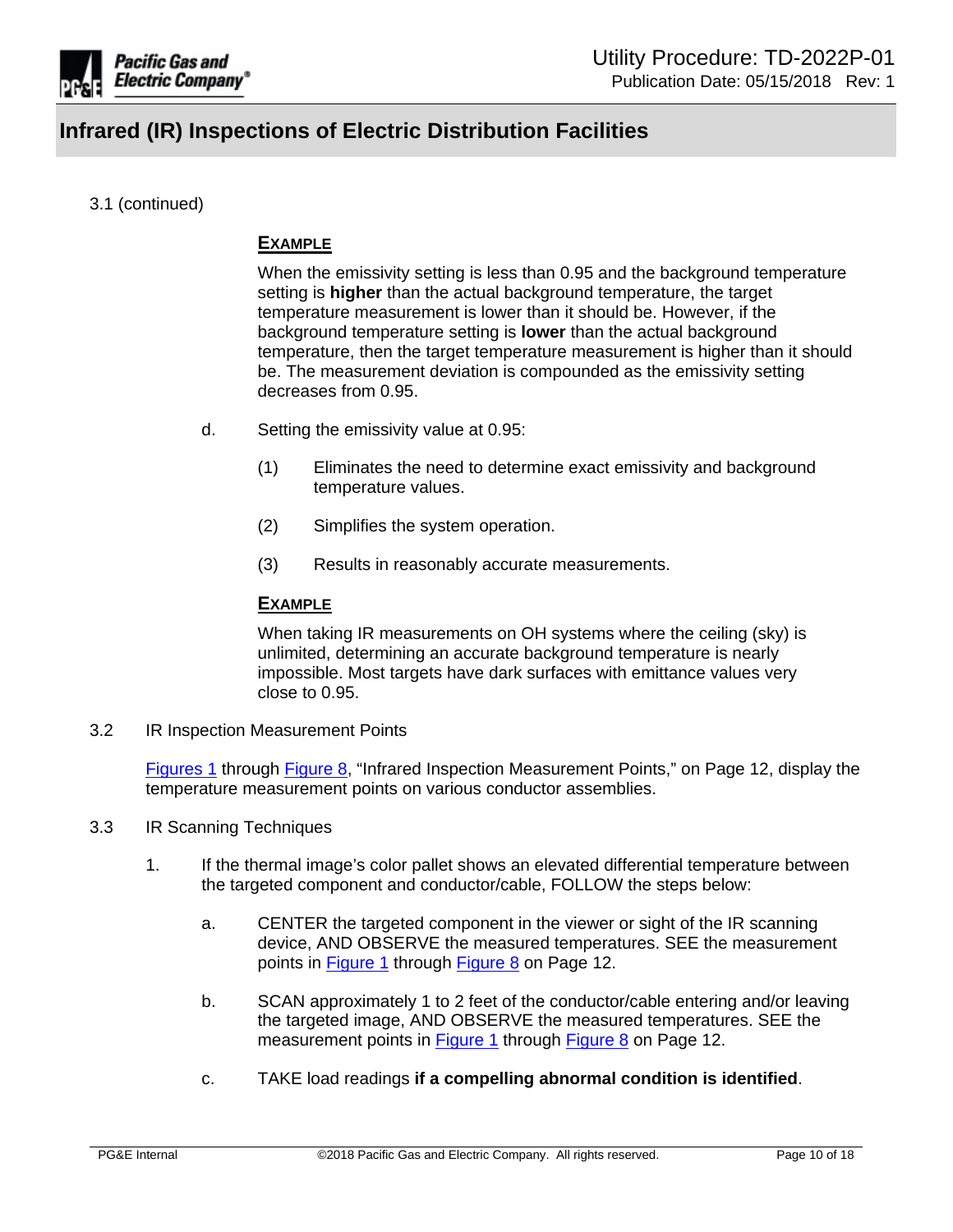3.1 (continued)

**EXAMPLE**

When the emissivity setting is less than 0.95 and the background temperature setting is **higher** than the actual background temperature, the target temperature measurement is lower than it should be. However, if the background temperature setting is **lower** than the actual background temperature, then the target temperature measurement is higher than it should be. The measurement deviation is compounded as the emissivity setting decreases from 0.95.

d. Setting the emissivity value at 0.95:

(1) Eliminates the need to determine exact emissivity and background temperature values.

(2) Simplifies the system operation.

(3) Results in reasonably accurate measurements.

**EXAMPLE**

When taking IR measurements on OH systems where the ceiling (sky) is unlimited, determining an accurate background temperature is nearly impossible. Most targets have dark surfaces with emittance values very close to 0.95.

3.2 IR Inspection Measurement Points

Figures 1 through Figure 8, "Infrared Inspection Measurement Points," on Page 12, display the temperature measurement points on various conductor assemblies.

3.3 IR Scanning Techniques

1. If the thermal image's color pallet shows an elevated differential temperature between the targeted component and conductor/cable, FOLLOW the steps below:

   a. CENTER the targeted component in the viewer or sight of the IR scanning device, AND OBSERVE the measured temperatures. SEE the measurement points in Figure 1 through Figure 8 on Page 12.

   b. SCAN approximately 1 to 2 feet of the conductor/cable entering and/or leaving the targeted image, AND OBSERVE the measured temperatures. SEE the measurement points in Figure 1 through Figure 8 on Page 12.

   c. TAKE load readings **if a compelling abnormal condition is identified**.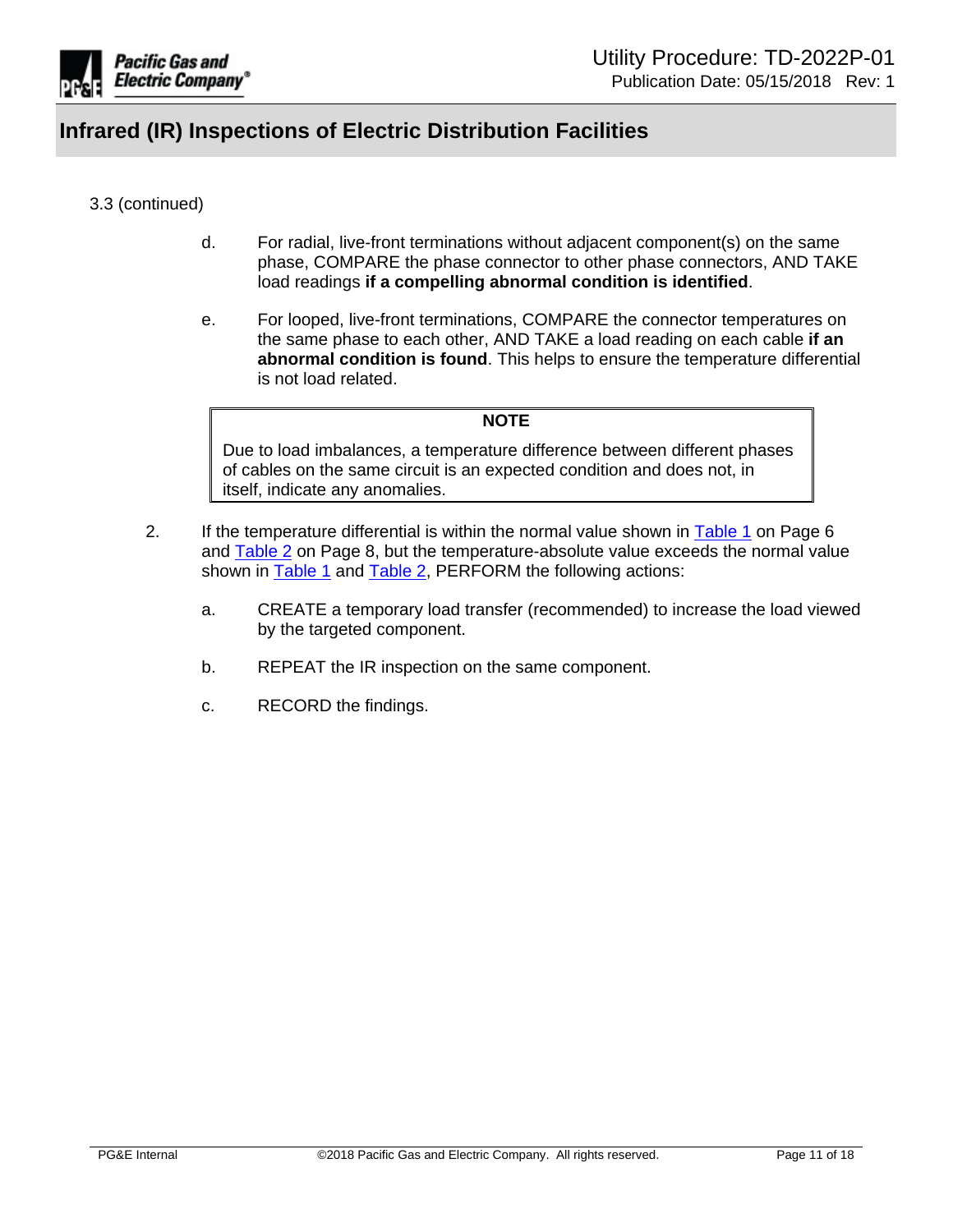3.3 (continued)

d. For radial, live-front terminations without adjacent component(s) on the same phase, COMPARE the phase connector to other phase connectors, AND TAKE load readings **if a compelling abnormal condition is identified**.

e. For looped, live-front terminations, COMPARE the connector temperatures on the same phase to each other, AND TAKE a load reading on each cable **if an abnormal condition is found**. This helps to ensure the temperature differential is not load related.

> **NOTE**
>
> Due to load imbalances, a temperature difference between different phases of cables on the same circuit is an expected condition and does not, in itself, indicate any anomalies.

2. If the temperature differential is within the normal value shown in Table 1 on Page 6 and Table 2 on Page 8, but the temperature-absolute value exceeds the normal value shown in Table 1 and Table 2, PERFORM the following actions:

   a. CREATE a temporary load transfer (recommended) to increase the load viewed by the targeted component.

   b. REPEAT the IR inspection on the same component.

   c. RECORD the findings.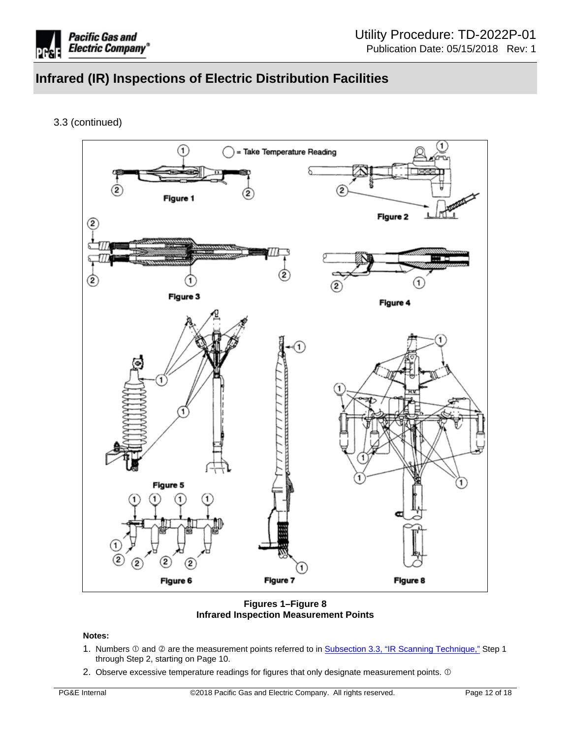3.3 (continued)

Figures 1–Figure 8
**Infrared Inspection Measurement Points**

**Notes:**

1. Numbers ① and ② are the measurement points referred to in Subsection 3.3, "IR Scanning Technique," Step 1 through Step 2, starting on Page 10.
2. Observe excessive temperature readings for figures that only designate measurement points. ①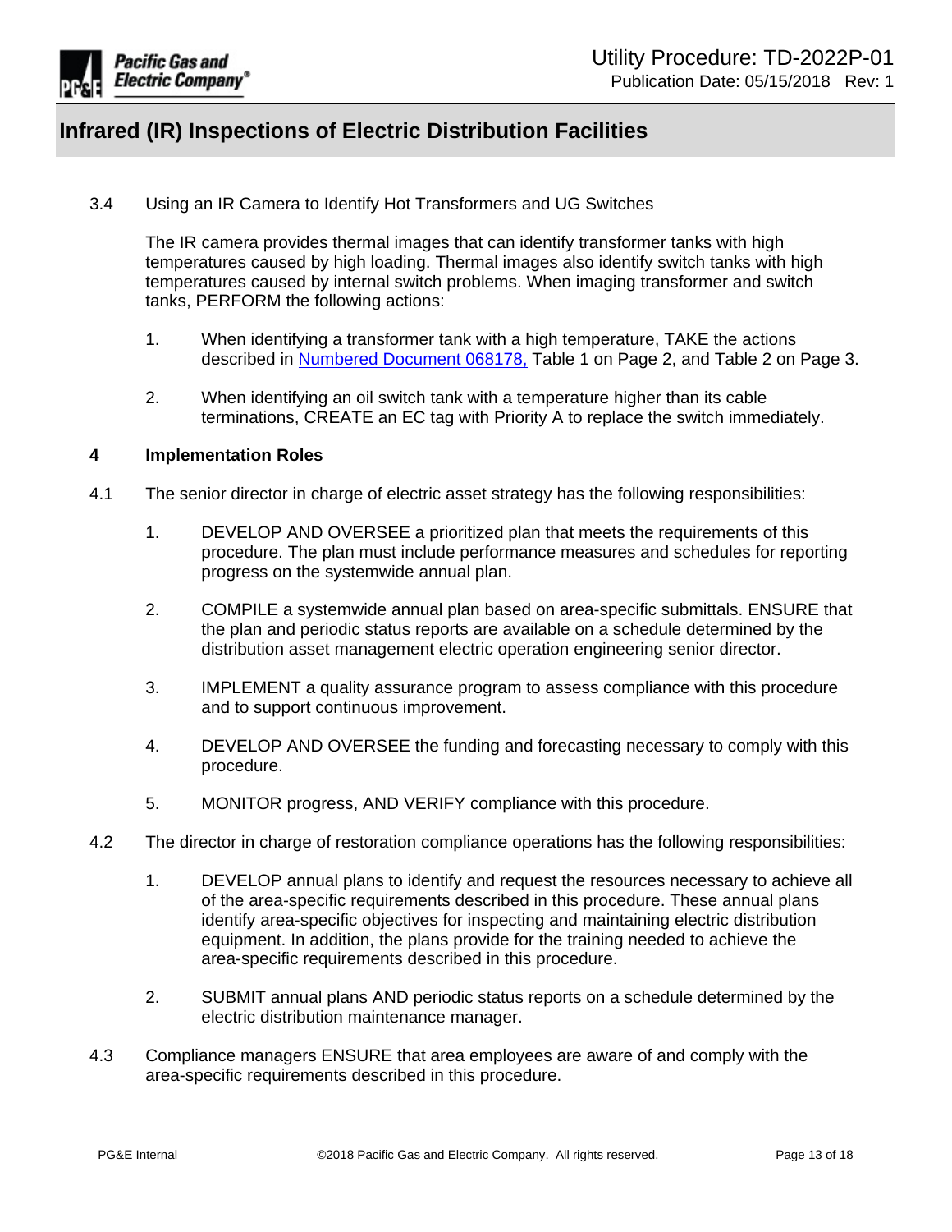3.4 Using an IR Camera to Identify Hot Transformers and UG Switches

The IR camera provides thermal images that can identify transformer tanks with high temperatures caused by high loading. Thermal images also identify switch tanks with high temperatures caused by internal switch problems. When imaging transformer and switch tanks, PERFORM the following actions:

1. When identifying a transformer tank with a high temperature, TAKE the actions described in Numbered Document 068178, Table 1 on Page 2, and Table 2 on Page 3.

2. When identifying an oil switch tank with a temperature higher than its cable terminations, CREATE an EC tag with Priority A to replace the switch immediately.

## 4 Implementation Roles

4.1 The senior director in charge of electric asset strategy has the following responsibilities:

1. DEVELOP AND OVERSEE a prioritized plan that meets the requirements of this procedure. The plan must include performance measures and schedules for reporting progress on the systemwide annual plan.

2. COMPILE a systemwide annual plan based on area-specific submittals. ENSURE that the plan and periodic status reports are available on a schedule determined by the distribution asset management electric operation engineering senior director.

3. IMPLEMENT a quality assurance program to assess compliance with this procedure and to support continuous improvement.

4. DEVELOP AND OVERSEE the funding and forecasting necessary to comply with this procedure.

5. MONITOR progress, AND VERIFY compliance with this procedure.

4.2 The director in charge of restoration compliance operations has the following responsibilities:

1. DEVELOP annual plans to identify and request the resources necessary to achieve all of the area-specific requirements described in this procedure. These annual plans identify area-specific objectives for inspecting and maintaining electric distribution equipment. In addition, the plans provide for the training needed to achieve the area-specific requirements described in this procedure.

2. SUBMIT annual plans AND periodic status reports on a schedule determined by the electric distribution maintenance manager.

4.3 Compliance managers ENSURE that area employees are aware of and comply with the area-specific requirements described in this procedure.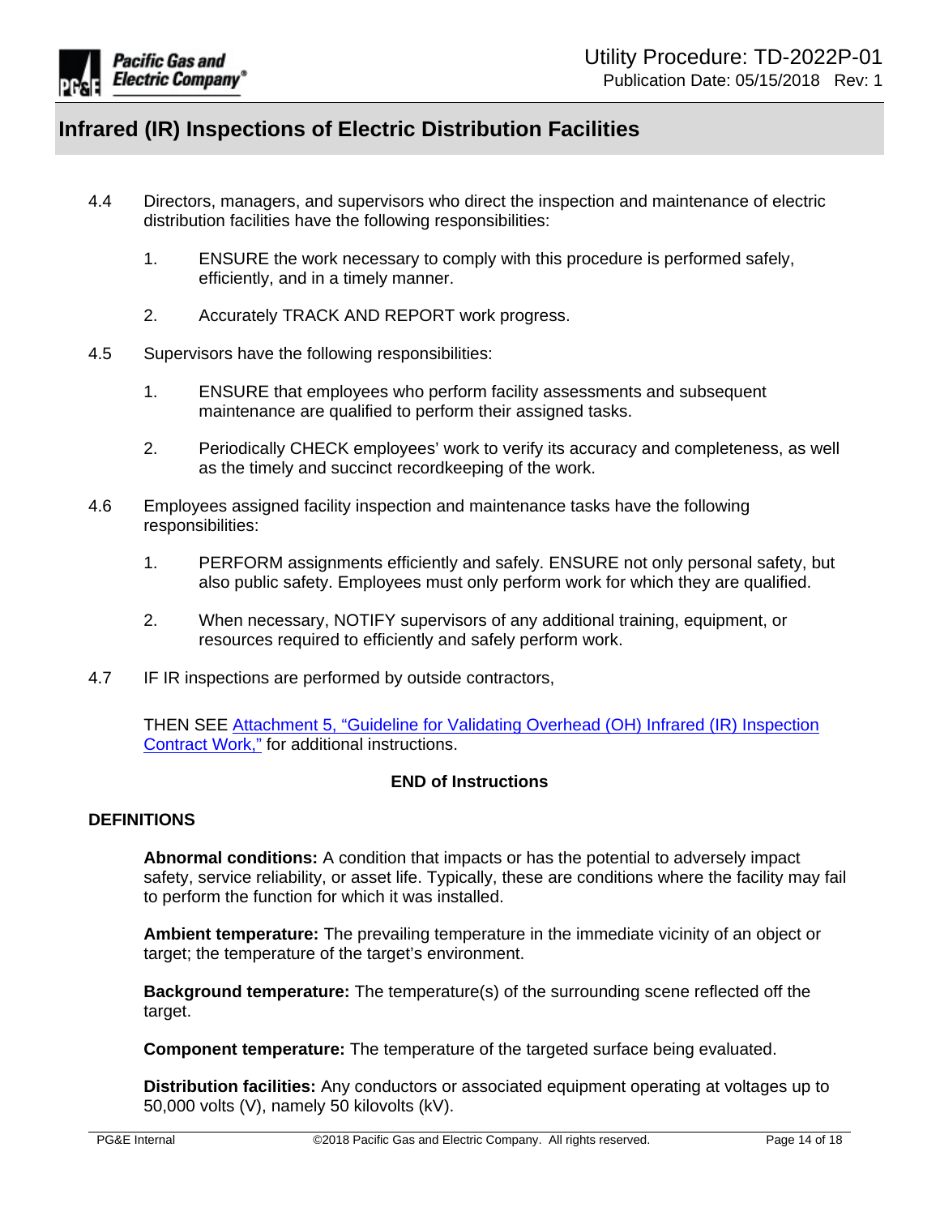4.4 Directors, managers, and supervisors who direct the inspection and maintenance of electric distribution facilities have the following responsibilities:

1. ENSURE the work necessary to comply with this procedure is performed safely, efficiently, and in a timely manner.

2. Accurately TRACK AND REPORT work progress.

4.5 Supervisors have the following responsibilities:

1. ENSURE that employees who perform facility assessments and subsequent maintenance are qualified to perform their assigned tasks.

2. Periodically CHECK employees' work to verify its accuracy and completeness, as well as the timely and succinct recordkeeping of the work.

4.6 Employees assigned facility inspection and maintenance tasks have the following responsibilities:

1. PERFORM assignments efficiently and safely. ENSURE not only personal safety, but also public safety. Employees must only perform work for which they are qualified.

2. When necessary, NOTIFY supervisors of any additional training, equipment, or resources required to efficiently and safely perform work.

4.7 IF IR inspections are performed by outside contractors,

THEN SEE Attachment 5, "Guideline for Validating Overhead (OH) Infrared (IR) Inspection Contract Work," for additional instructions.

**END of Instructions**

## DEFINITIONS

**Abnormal conditions:** A condition that impacts or has the potential to adversely impact safety, service reliability, or asset life. Typically, these are conditions where the facility may fail to perform the function for which it was installed.

**Ambient temperature:** The prevailing temperature in the immediate vicinity of an object or target; the temperature of the target's environment.

**Background temperature:** The temperature(s) of the surrounding scene reflected off the target.

**Component temperature:** The temperature of the targeted surface being evaluated.

**Distribution facilities:** Any conductors or associated equipment operating at voltages up to 50,000 volts (V), namely 50 kilovolts (kV).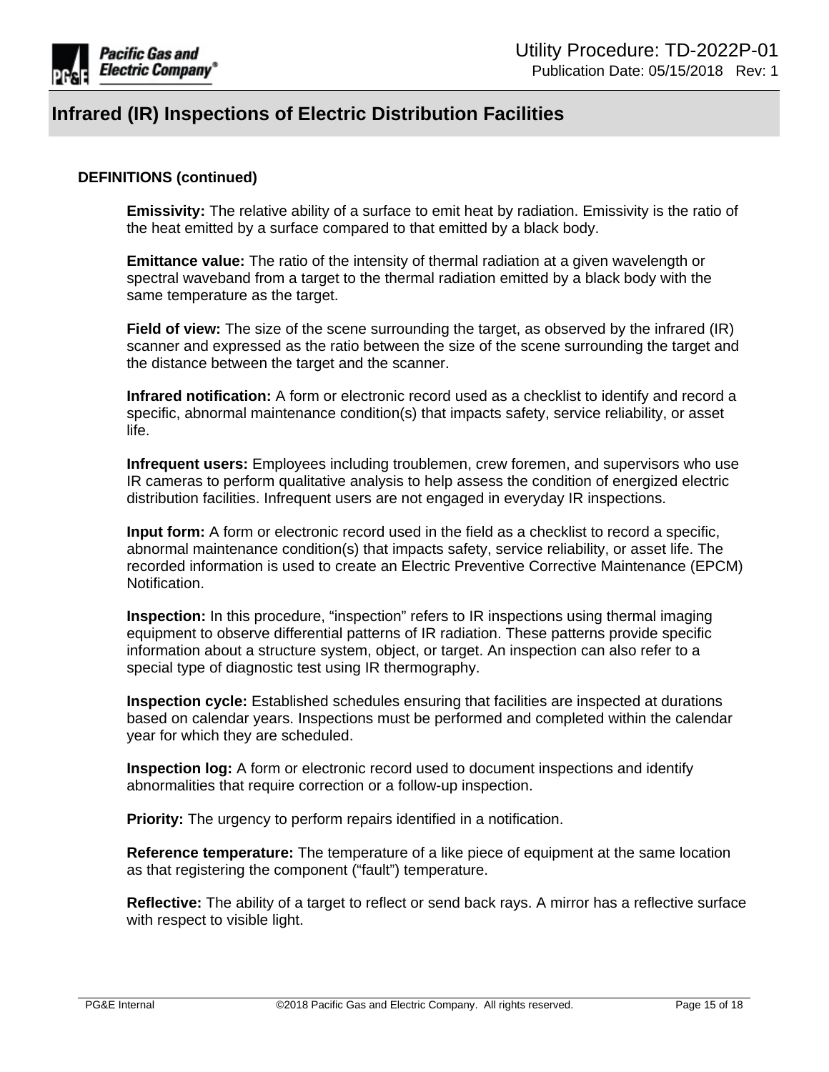**DEFINITIONS (continued)**

**Emissivity:** The relative ability of a surface to emit heat by radiation. Emissivity is the ratio of the heat emitted by a surface compared to that emitted by a black body.

**Emittance value:** The ratio of the intensity of thermal radiation at a given wavelength or spectral waveband from a target to the thermal radiation emitted by a black body with the same temperature as the target.

**Field of view:** The size of the scene surrounding the target, as observed by the infrared (IR) scanner and expressed as the ratio between the size of the scene surrounding the target and the distance between the target and the scanner.

**Infrared notification:** A form or electronic record used as a checklist to identify and record a specific, abnormal maintenance condition(s) that impacts safety, service reliability, or asset life.

**Infrequent users:** Employees including troublemen, crew foremen, and supervisors who use IR cameras to perform qualitative analysis to help assess the condition of energized electric distribution facilities. Infrequent users are not engaged in everyday IR inspections.

**Input form:** A form or electronic record used in the field as a checklist to record a specific, abnormal maintenance condition(s) that impacts safety, service reliability, or asset life. The recorded information is used to create an Electric Preventive Corrective Maintenance (EPCM) Notification.

**Inspection:** In this procedure, “inspection” refers to IR inspections using thermal imaging equipment to observe differential patterns of IR radiation. These patterns provide specific information about a structure system, object, or target. An inspection can also refer to a special type of diagnostic test using IR thermography.

**Inspection cycle:** Established schedules ensuring that facilities are inspected at durations based on calendar years. Inspections must be performed and completed within the calendar year for which they are scheduled.

**Inspection log:** A form or electronic record used to document inspections and identify abnormalities that require correction or a follow-up inspection.

**Priority:** The urgency to perform repairs identified in a notification.

**Reference temperature:** The temperature of a like piece of equipment at the same location as that registering the component (“fault”) temperature.

**Reflective:** The ability of a target to reflect or send back rays. A mirror has a reflective surface with respect to visible light.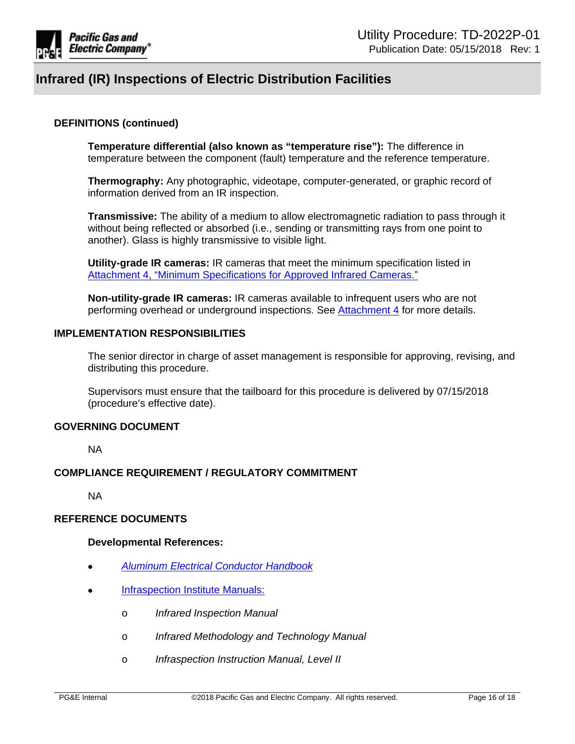## DEFINITIONS (continued)

**Temperature differential (also known as "temperature rise"):** The difference in temperature between the component (fault) temperature and the reference temperature.

**Thermography:** Any photographic, videotape, computer-generated, or graphic record of information derived from an IR inspection.

**Transmissive:** The ability of a medium to allow electromagnetic radiation to pass through it without being reflected or absorbed (i.e., sending or transmitting rays from one point to another). Glass is highly transmissive to visible light.

**Utility-grade IR cameras:** IR cameras that meet the minimum specification listed in Attachment 4, "Minimum Specifications for Approved Infrared Cameras."

**Non-utility-grade IR cameras:** IR cameras available to infrequent users who are not performing overhead or underground inspections. See Attachment 4 for more details.

## IMPLEMENTATION RESPONSIBILITIES

The senior director in charge of asset management is responsible for approving, revising, and distributing this procedure.

Supervisors must ensure that the tailboard for this procedure is delivered by 07/15/2018 (procedure's effective date).

## GOVERNING DOCUMENT

NA

## COMPLIANCE REQUIREMENT / REGULATORY COMMITMENT

NA

## REFERENCE DOCUMENTS

**Developmental References:**

- *Aluminum Electrical Conductor Handbook*
- Infraspection Institute Manuals:
  - *Infrared Inspection Manual*
  - *Infrared Methodology and Technology Manual*
  - *Infraspection Instruction Manual, Level II*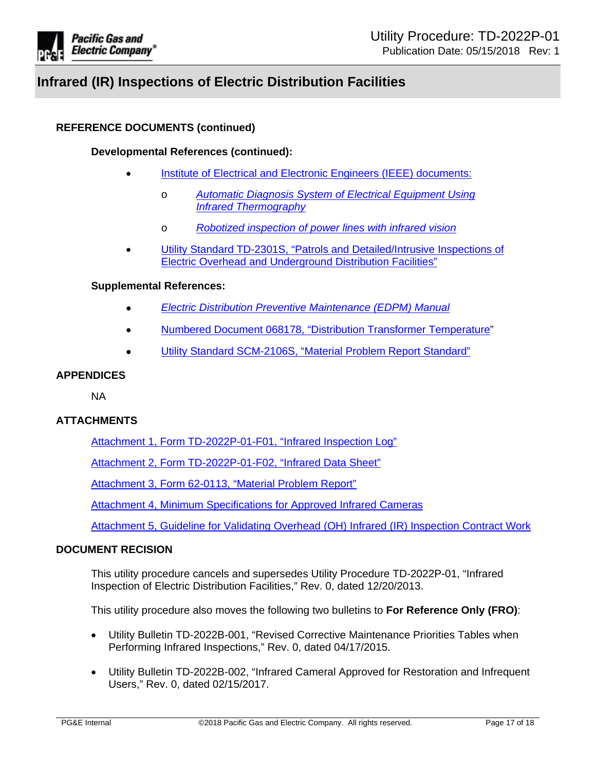## REFERENCE DOCUMENTS (continued)

### Developmental References (continued):

- Institute of Electrical and Electronic Engineers (IEEE) documents:
  - *Automatic Diagnosis System of Electrical Equipment Using Infrared Thermography*
  - *Robotized inspection of power lines with infrared vision*
- Utility Standard TD-2301S, "Patrols and Detailed/Intrusive Inspections of Electric Overhead and Underground Distribution Facilities"

### Supplemental References:

- *Electric Distribution Preventive Maintenance (EDPM) Manual*
- Numbered Document 068178, "Distribution Transformer Temperature"
- Utility Standard SCM-2106S, "Material Problem Report Standard"

## APPENDICES

NA

## ATTACHMENTS

Attachment 1, Form TD-2022P-01-F01, "Infrared Inspection Log"

Attachment 2, Form TD-2022P-01-F02, "Infrared Data Sheet"

Attachment 3, Form 62-0113, "Material Problem Report"

Attachment 4, Minimum Specifications for Approved Infrared Cameras

Attachment 5, Guideline for Validating Overhead (OH) Infrared (IR) Inspection Contract Work

## DOCUMENT RECISION

This utility procedure cancels and supersedes Utility Procedure TD-2022P-01, "Infrared Inspection of Electric Distribution Facilities," Rev. 0, dated 12/20/2013.

This utility procedure also moves the following two bulletins to **For Reference Only (FRO)**:

- Utility Bulletin TD-2022B-001, "Revised Corrective Maintenance Priorities Tables when Performing Infrared Inspections," Rev. 0, dated 04/17/2015.
- Utility Bulletin TD-2022B-002, "Infrared Cameral Approved for Restoration and Infrequent Users," Rev. 0, dated 02/15/2017.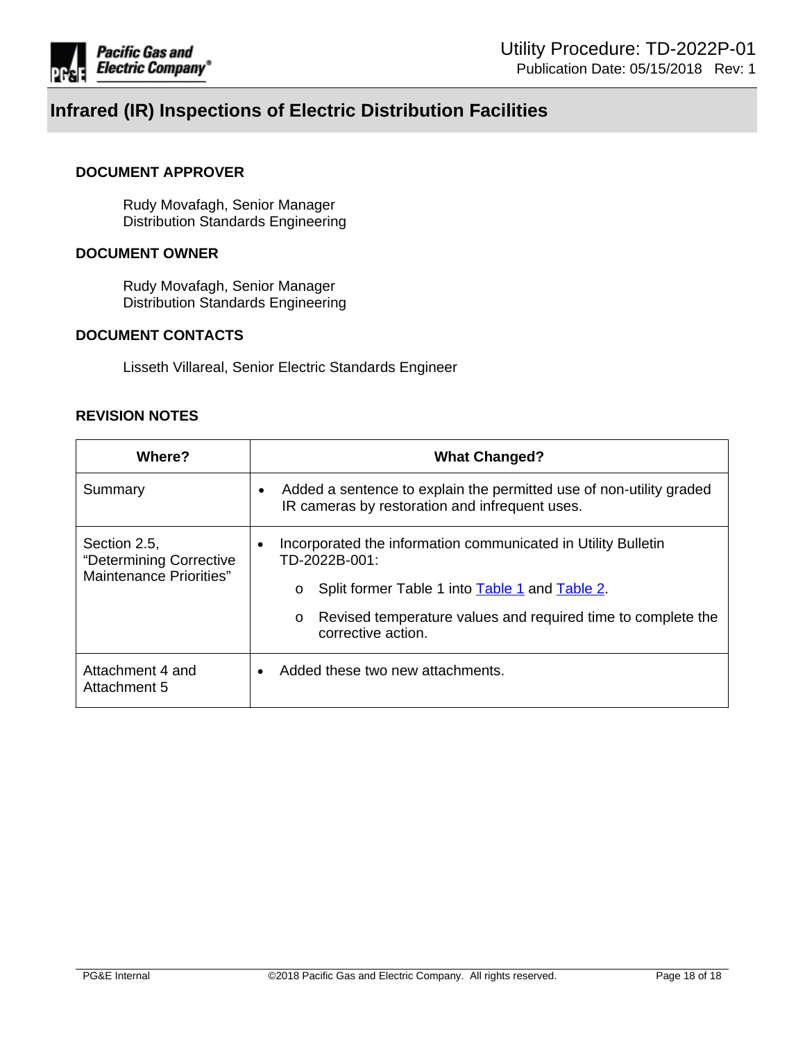## DOCUMENT APPROVER

Rudy Movafagh, Senior Manager
Distribution Standards Engineering

## DOCUMENT OWNER

Rudy Movafagh, Senior Manager
Distribution Standards Engineering

## DOCUMENT CONTACTS

Lisseth Villareal, Senior Electric Standards Engineer

## REVISION NOTES

| Where? | What Changed? |
|---|---|
| Summary | • Added a sentence to explain the permitted use of non-utility graded IR cameras by restoration and infrequent uses. |
| Section 2.5, "Determining Corrective Maintenance Priorities" | • Incorporated the information communicated in Utility Bulletin TD-2022B-001:<br>o Split former Table 1 into Table 1 and Table 2.<br>o Revised temperature values and required time to complete the corrective action. |
| Attachment 4 and Attachment 5 | • Added these two new attachments. |